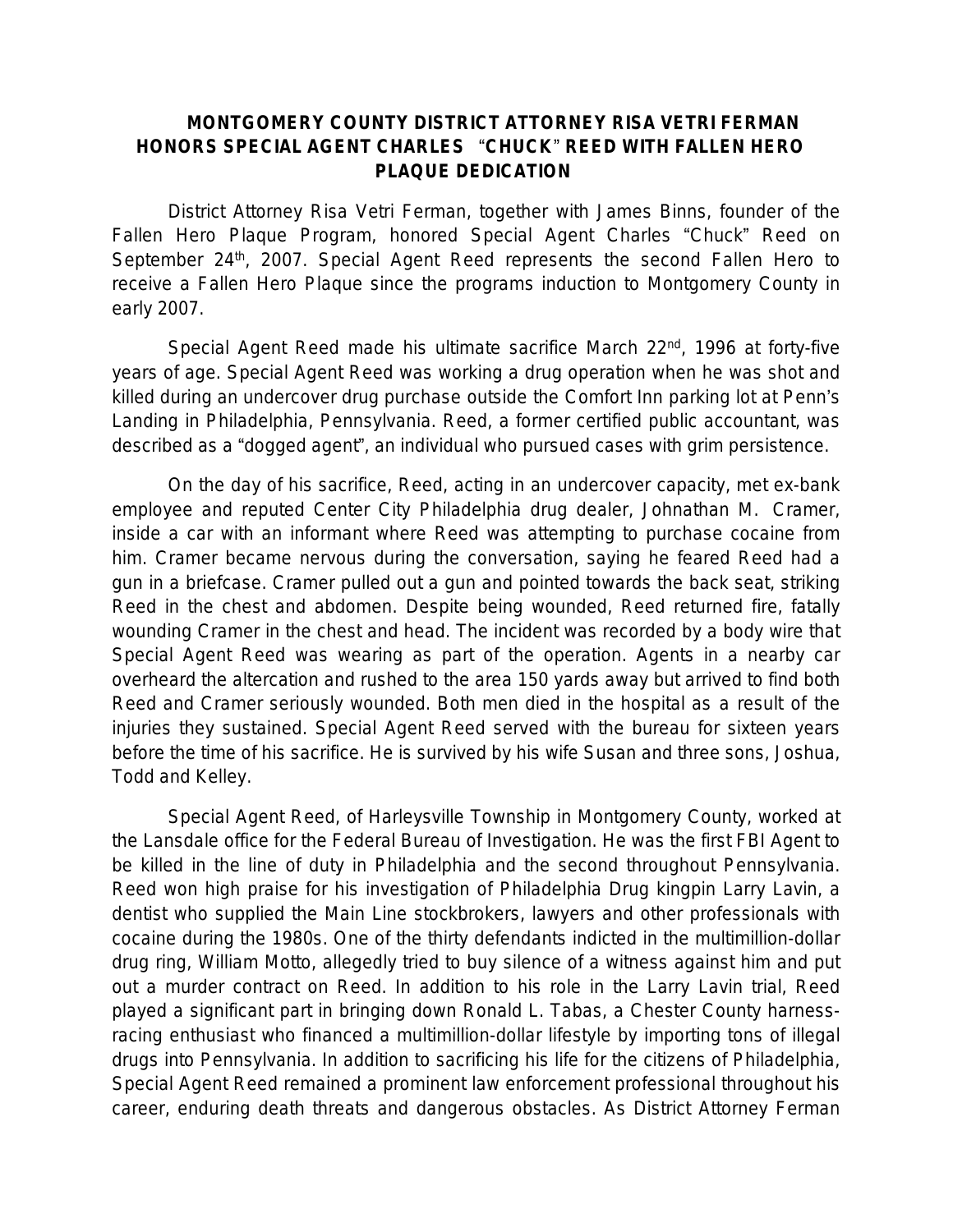# MONTGOMERY COUNTY DISTRICT ATTORNEY RISA VETRI FERMAN HONORS SPECIAL AGENT CHARLES "CHUCK" REED WITH FALLEN HERO PLAQUE DEDICATION

District Attorney Risa Vetri Ferman, together with James Binns, founder of the Fallen Hero Plaque Program, honored Special Agent Charles "Chuck" Reed on September 24th, 2007. Special Agent Reed represents the second Fallen Hero to receive a Fallen Hero Plaque since the programs induction to Montgomery County in early 2007.

Special Agent Reed made his ultimate sacrifice March 22nd, 1996 at forty-five years of age. Special Agent Reed was working a drug operation when he was shot and killed during an undercover drug purchase outside the Comfort Inn parking lot at Penn's Landing in Philadelphia, Pennsylvania. Reed, a former certified public accountant, was described as a "dogged agent", an individual who pursued cases with grim persistence.

On the day of his sacrifice, Reed, acting in an undercover capacity, met ex-bank employee and reputed Center City Philadelphia drug dealer, Johnathan M. Cramer, inside a car with an informant where Reed was attempting to purchase cocaine from him. Cramer became nervous during the conversation, saying he feared Reed had a gun in a briefcase. Cramer pulled out a gun and pointed towards the back seat, striking Reed in the chest and abdomen. Despite being wounded, Reed returned fire, fatally wounding Cramer in the chest and head. The incident was recorded by a body wire that Special Agent Reed was wearing as part of the operation. Agents in a nearby car overheard the altercation and rushed to the area 150 yards away but arrived to find both Reed and Cramer seriously wounded. Both men died in the hospital as a result of the injuries they sustained. Special Agent Reed served with the bureau for sixteen years before the time of his sacrifice. He is survived by his wife Susan and three sons, Joshua, Todd and Kelley.

Special Agent Reed, of Harleysville Township in Montgomery County, worked at the Lansdale office for the Federal Bureau of Investigation. He was the first FBI Agent to be killed in the line of duty in Philadelphia and the second throughout Pennsylvania. Reed won high praise for his investigation of Philadelphia Drug kingpin Larry Lavin, a dentist who supplied the Main Line stockbrokers, lawyers and other professionals with cocaine during the 1980s. One of the thirty defendants indicted in the multimillion-dollar drug ring, William Motto, allegedly tried to buy silence of a witness against him and put out a murder contract on Reed. In addition to his role in the Larry Lavin trial, Reed played a significant part in bringing down Ronald L. Tabas, a Chester County harness-racing enthusiast who financed a multimillion-dollar lifestyle by importing tons of illegal drugs into Pennsylvania. In addition to sacrificing his life for the citizens of Philadelphia, Special Agent Reed remained a prominent law enforcement professional throughout his career, enduring death threats and dangerous obstacles. As District Attorney Ferman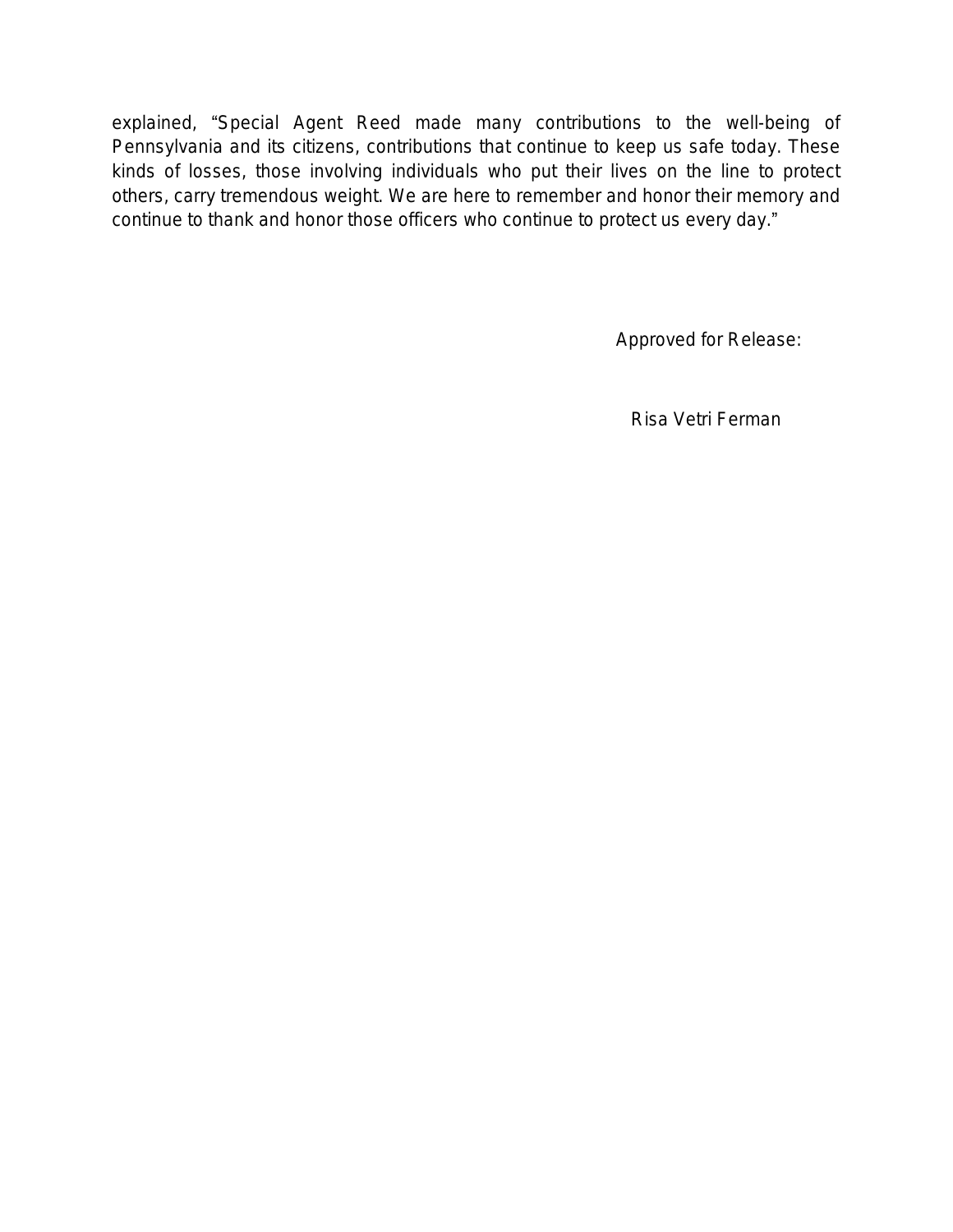explained, "Special Agent Reed made many contributions to the well-being of Pennsylvania and its citizens, contributions that continue to keep us safe today. These kinds of losses, those involving individuals who put their lives on the line to protect others, carry tremendous weight. We are here to remember and honor their memory and continue to thank and honor those officers who continue to protect us every day."

Approved for Release:

Risa Vetri Ferman